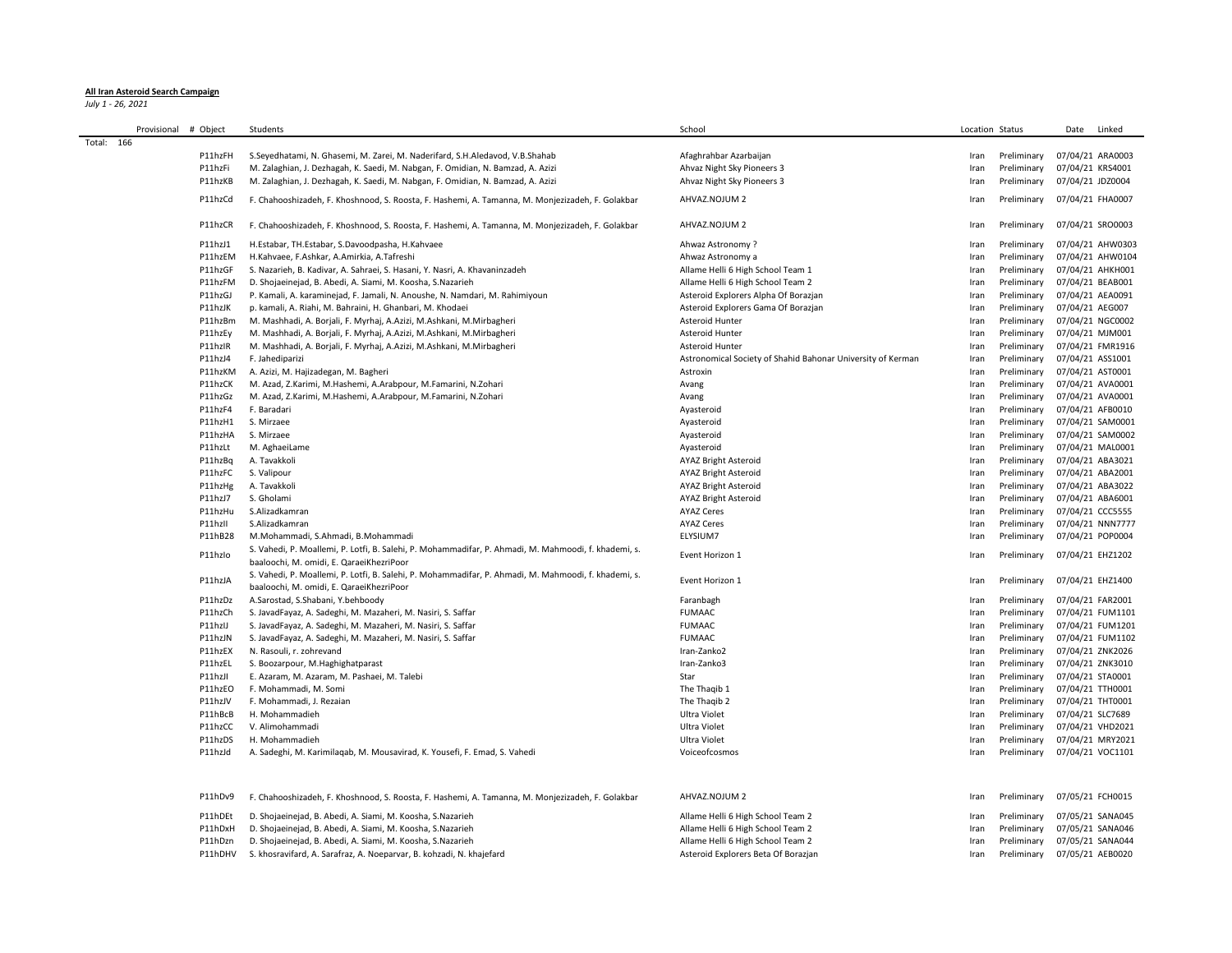**All Iran Asteroid Search Campaign**

*July 1 - 26, 2021*

| Provisional | # Object | Students | School | Location | Status | Date | Linked |
|---|---|---|---|---|---|---|---|
| Total: 166 | | | | | | | |
| | P11hzFH | S.Seyedhatami, N. Ghasemi, M. Zarei, M. Naderifard, S.H.Aledavod, V.B.Shahab | Afaghrahbar Azarbaijan | Iran | Preliminary | 07/04/21 | ARA0003 |
| | P11hzFi | M. Zalaghian, J. Dezhagah, K. Saedi, M. Nabgan, F. Omidian, N. Bamzad, A. Azizi | Ahvaz Night Sky Pioneers 3 | Iran | Preliminary | 07/04/21 | KRS4001 |
| | P11hzKB | M. Zalaghian, J. Dezhagah, K. Saedi, M. Nabgan, F. Omidian, N. Bamzad, A. Azizi | Ahvaz Night Sky Pioneers 3 | Iran | Preliminary | 07/04/21 | JDZ0004 |
| | P11hzCd | F. Chahooshizadeh, F. Khoshnood, S. Roosta, F. Hashemi, A. Tamanna, M. Monjezizadeh, F. Golakbar | AHVAZ.NOJUM 2 | Iran | Preliminary | 07/04/21 | FHA0007 |
| | P11hzCR | F. Chahooshizadeh, F. Khoshnood, S. Roosta, F. Hashemi, A. Tamanna, M. Monjezizadeh, F. Golakbar | AHVAZ.NOJUM 2 | Iran | Preliminary | 07/04/21 | SRO0003 |
| | P11hzJ1 | H.Estabar, TH.Estabar, S.Davoodpasha, H.Kahvaee | Ahwaz Astronomy ? | Iran | Preliminary | 07/04/21 | AHW0303 |
| | P11hzEM | H.Kahvaee, F.Ashkar, A.Amirkia, A.Tafreshi | Ahwaz Astronomy a | Iran | Preliminary | 07/04/21 | AHW0104 |
| | P11hzGF | S. Nazarieh, B. Kadivar, A. Sahraei, S. Hasani, Y. Nasri, A. Khavaninzadeh | Allame Helli 6 High School Team 1 | Iran | Preliminary | 07/04/21 | AHKH001 |
| | P11hzFM | D. Shojaeinejad, B. Abedi, A. Siami, M. Koosha, S.Nazarieh | Allame Helli 6 High School Team 2 | Iran | Preliminary | 07/04/21 | BEAB001 |
| | P11hzGJ | P. Kamali, A. karaminejad, F. Jamali, N. Anoushe, N. Namdari, M. Rahimiyoun | Asteroid Explorers Alpha Of Borazjan | Iran | Preliminary | 07/04/21 | AEA0091 |
| | P11hzJK | p. kamali, A. Riahi, M. Bahraini, H. Ghanbari, M. Khodaei | Asteroid Explorers Gama Of Borazjan | Iran | Preliminary | 07/04/21 | AEG007 |
| | P11hzBm | M. Mashhadi, A. Borjali, F. Myrhaj, A.Azizi, M.Ashkani, M.Mirbagheri | Asteroid Hunter | Iran | Preliminary | 07/04/21 | NGC0002 |
| | P11hzEy | M. Mashhadi, A. Borjali, F. Myrhaj, A.Azizi, M.Ashkani, M.Mirbagheri | Asteroid Hunter | Iran | Preliminary | 07/04/21 | MJM001 |
| | P11hzIR | M. Mashhadi, A. Borjali, F. Myrhaj, A.Azizi, M.Ashkani, M.Mirbagheri | Asteroid Hunter | Iran | Preliminary | 07/04/21 | FMR1916 |
| | P11hzJ4 | F. Jahediparizi | Astronomical Society of Shahid Bahonar University of Kerman | Iran | Preliminary | 07/04/21 | ASS1001 |
| | P11hzKM | A. Azizi, M. Hajizadegan, M. Bagheri | Astroxin | Iran | Preliminary | 07/04/21 | AST0001 |
| | P11hzCK | M. Azad, Z.Karimi, M.Hashemi, A.Arabpour, M.Famarini, N.Zohari | Avang | Iran | Preliminary | 07/04/21 | AVA0001 |
| | P11hzGz | M. Azad, Z.Karimi, M.Hashemi, A.Arabpour, M.Famarini, N.Zohari | Avang | Iran | Preliminary | 07/04/21 | AVA0001 |
| | P11hzF4 | F. Baradari | Ayasteroid | Iran | Preliminary | 07/04/21 | AFB0010 |
| | P11hzH1 | S. Mirzaee | Ayasteroid | Iran | Preliminary | 07/04/21 | SAM0001 |
| | P11hzHA | S. Mirzaee | Ayasteroid | Iran | Preliminary | 07/04/21 | SAM0002 |
| | P11hzLt | M. AghaeiLame | Ayasteroid | Iran | Preliminary | 07/04/21 | MAL0001 |
| | P11hzBq | A. Tavakkoli | AYAZ Bright Asteroid | Iran | Preliminary | 07/04/21 | ABA3021 |
| | P11hzFC | S. Valipour | AYAZ Bright Asteroid | Iran | Preliminary | 07/04/21 | ABA2001 |
| | P11hzHg | A. Tavakkoli | AYAZ Bright Asteroid | Iran | Preliminary | 07/04/21 | ABA3022 |
| | P11hzJ7 | S. Gholami | AYAZ Bright Asteroid | Iran | Preliminary | 07/04/21 | ABA6001 |
| | P11hzHu | S.Alizadkamran | AYAZ Ceres | Iran | Preliminary | 07/04/21 | CCC5555 |
| | P11hzII | S.Alizadkamran | AYAZ Ceres | Iran | Preliminary | 07/04/21 | NNN7777 |
| | P11hB28 | M.Mohammadi, S.Ahmadi, B.Mohammadi | ELYSIUM7 | Iran | Preliminary | 07/04/21 | POP0004 |
| | P11hzIo | S. Vahedi, P. Moallemi, P. Lotfi, B. Salehi, P. Mohammadifar, P. Ahmadi, M. Mahmoodi, f. khademi, s. baaloochi, M. omidi, E. QaraeiKhezriPoor | Event Horizon 1 | Iran | Preliminary | 07/04/21 | EHZ1202 |
| | P11hzJA | S. Vahedi, P. Moallemi, P. Lotfi, B. Salehi, P. Mohammadifar, P. Ahmadi, M. Mahmoodi, f. khademi, s. baaloochi, M. omidi, E. QaraeiKhezriPoor | Event Horizon 1 | Iran | Preliminary | 07/04/21 | EHZ1400 |
| | P11hzDz | A.Sarostad, S.Shabani, Y.behboody | Faranbagh | Iran | Preliminary | 07/04/21 | FAR2001 |
| | P11hzCh | S. JavadFayaz, A. Sadeghi, M. Mazaheri, M. Nasiri, S. Saffar | FUMAAC | Iran | Preliminary | 07/04/21 | FUM1101 |
| | P11hzIJ | S. JavadFayaz, A. Sadeghi, M. Mazaheri, M. Nasiri, S. Saffar | FUMAAC | Iran | Preliminary | 07/04/21 | FUM1201 |
| | P11hzJN | S. JavadFayaz, A. Sadeghi, M. Mazaheri, M. Nasiri, S. Saffar | FUMAAC | Iran | Preliminary | 07/04/21 | FUM1102 |
| | P11hzEX | N. Rasouli, r. zohrevand | Iran-Zanko2 | Iran | Preliminary | 07/04/21 | ZNK2026 |
| | P11hzEL | S. Boozarpour, M.Haghighatparast | Iran-Zanko3 | Iran | Preliminary | 07/04/21 | ZNK3010 |
| | P11hzJI | E. Azaram, M. Azaram, M. Pashaei, M. Talebi | Star | Iran | Preliminary | 07/04/21 | STA0001 |
| | P11hzEO | F. Mohammadi, M. Somi | The Thaqib 1 | Iran | Preliminary | 07/04/21 | TTH0001 |
| | P11hzJV | F. Mohammadi, J. Rezaian | The Thaqib 2 | Iran | Preliminary | 07/04/21 | THT0001 |
| | P11hBcB | H. Mohammadieh | Ultra Violet | Iran | Preliminary | 07/04/21 | SLC7689 |
| | P11hzCC | V. Alimohammadi | Ultra Violet | Iran | Preliminary | 07/04/21 | VHD2021 |
| | P11hzDS | H. Mohammadieh | Ultra Violet | Iran | Preliminary | 07/04/21 | MRY2021 |
| | P11hzJd | A. Sadeghi, M. Karimilaqab, M. Mousavirad, K. Yousefi, F. Emad, S. Vahedi | Voiceofcosmos | Iran | Preliminary | 07/04/21 | VOC1101 |
| | P11hDv9 | F. Chahooshizadeh, F. Khoshnood, S. Roosta, F. Hashemi, A. Tamanna, M. Monjezizadeh, F. Golakbar | AHVAZ.NOJUM 2 | Iran | Preliminary | 07/05/21 | FCH0015 |
| | P11hDEt | D. Shojaeinejad, B. Abedi, A. Siami, M. Koosha, S.Nazarieh | Allame Helli 6 High School Team 2 | Iran | Preliminary | 07/05/21 | SANA045 |
| | P11hDxH | D. Shojaeinejad, B. Abedi, A. Siami, M. Koosha, S.Nazarieh | Allame Helli 6 High School Team 2 | Iran | Preliminary | 07/05/21 | SANA046 |
| | P11hDzn | D. Shojaeinejad, B. Abedi, A. Siami, M. Koosha, S.Nazarieh | Allame Helli 6 High School Team 2 | Iran | Preliminary | 07/05/21 | SANA044 |
| | P11hDHV | S. khosravifard, A. Sarafraz, A. Noeparvar, B. kohzadi, N. khajefard | Asteroid Explorers Beta Of Borazjan | Iran | Preliminary | 07/05/21 | AEB0020 |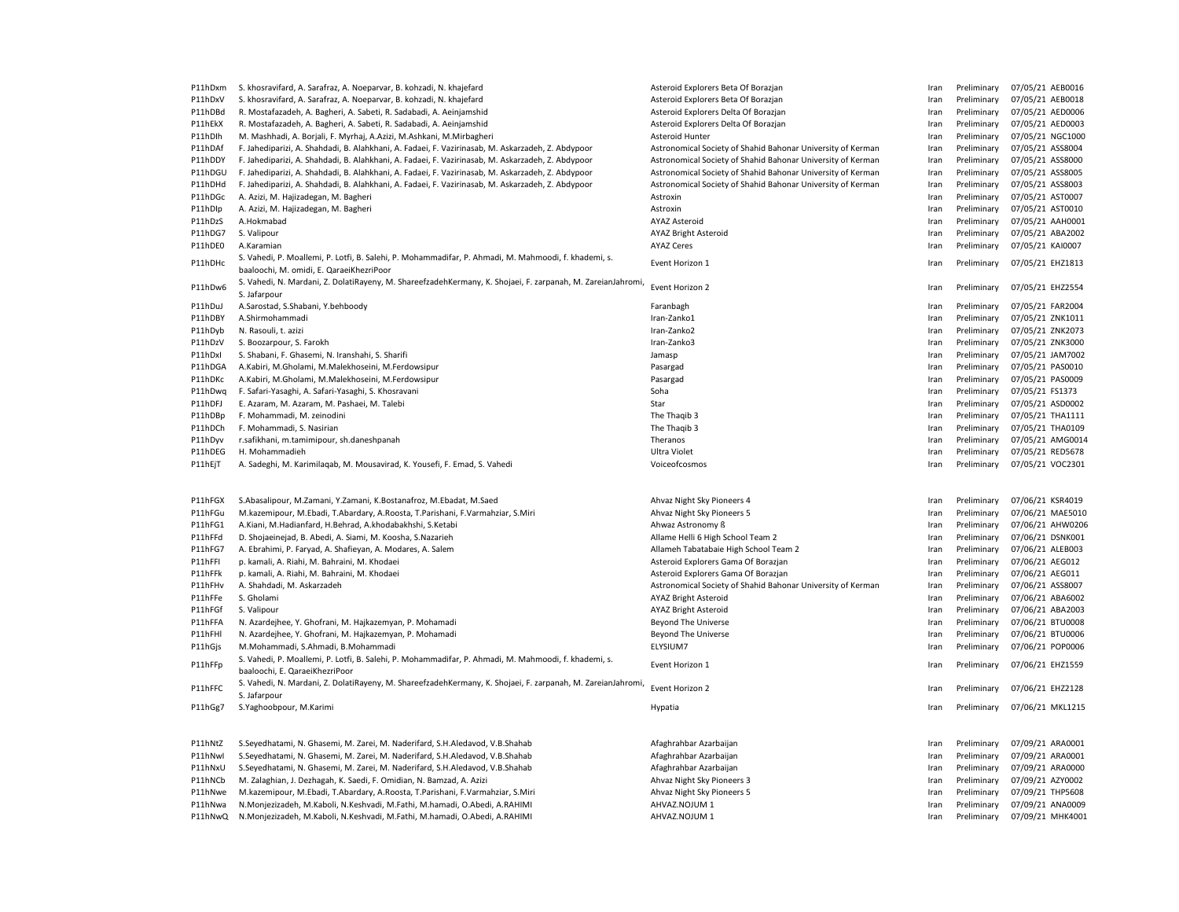| | | | | | | |
|---|---|---|---|---|---|---|
| P11hDxm | S. khosravifard, A. Sarafraz, A. Noeparvar, B. kohzadi, N. khajefard | Asteroid Explorers Beta Of Borazjan | Iran | Preliminary | 07/05/21 | AEB0016 |
| P11hDxV | S. khosravifard, A. Sarafraz, A. Noeparvar, B. kohzadi, N. khajefard | Asteroid Explorers Beta Of Borazjan | Iran | Preliminary | 07/05/21 | AEB0018 |
| P11hDBd | R. Mostafazadeh, A. Bagheri, A. Sabeti, R. Sadabadi, A. Aeinjamshid | Asteroid Explorers Delta Of Borazjan | Iran | Preliminary | 07/05/21 | AED0006 |
| P11hEkX | R. Mostafazadeh, A. Bagheri, A. Sabeti, R. Sadabadi, A. Aeinjamshid | Asteroid Explorers Delta Of Borazjan | Iran | Preliminary | 07/05/21 | AED0003 |
| P11hDIh | M. Mashhadi, A. Borjali, F. Myrhaj, A.Azizi, M.Ashkani, M.Mirbagheri | Asteroid Hunter | Iran | Preliminary | 07/05/21 | NGC1000 |
| P11hDAf | F. Jahediparizi, A. Shahdadi, B. Alahkhani, A. Fadaei, F. Vazirinasab, M. Askarzadeh, Z. Abdypoor | Astronomical Society of Shahid Bahonar University of Kerman | Iran | Preliminary | 07/05/21 | ASS8004 |
| P11hDDY | F. Jahediparizi, A. Shahdadi, B. Alahkhani, A. Fadaei, F. Vazirinasab, M. Askarzadeh, Z. Abdypoor | Astronomical Society of Shahid Bahonar University of Kerman | Iran | Preliminary | 07/05/21 | ASS8000 |
| P11hDGU | F. Jahediparizi, A. Shahdadi, B. Alahkhani, A. Fadaei, F. Vazirinasab, M. Askarzadeh, Z. Abdypoor | Astronomical Society of Shahid Bahonar University of Kerman | Iran | Preliminary | 07/05/21 | ASS8005 |
| P11hDHd | F. Jahediparizi, A. Shahdadi, B. Alahkhani, A. Fadaei, F. Vazirinasab, M. Askarzadeh, Z. Abdypoor | Astronomical Society of Shahid Bahonar University of Kerman | Iran | Preliminary | 07/05/21 | ASS8003 |
| P11hDGc | A. Azizi, M. Hajizadegan, M. Bagheri | Astroxin | Iran | Preliminary | 07/05/21 | AST0007 |
| P11hDIp | A. Azizi, M. Hajizadegan, M. Bagheri | Astroxin | Iran | Preliminary | 07/05/21 | AST0010 |
| P11hDzS | A.Hokmabad | AYAZ Asteroid | Iran | Preliminary | 07/05/21 | AAH0001 |
| P11hDG7 | S. Valipour | AYAZ Bright Asteroid | Iran | Preliminary | 07/05/21 | ABA2002 |
| P11hDE0 | A.Karamian | AYAZ Ceres | Iran | Preliminary | 07/05/21 | KAI0007 |
| P11hDHc | S. Vahedi, P. Moallemi, P. Lotfi, B. Salehi, P. Mohammadifar, P. Ahmadi, M. Mahmoodi, f. khademi, s. baaloochi, M. omidi, E. QaraeiKhezriPoor | Event Horizon 1 | Iran | Preliminary | 07/05/21 | EHZ1813 |
| P11hDw6 | S. Vahedi, N. Mardani, Z. DolatiRayeny, M. ShareefzadehKermany, K. Shojaei, F. zarpanah, M. ZareianJahromi, S. Jafarpour | Event Horizon 2 | Iran | Preliminary | 07/05/21 | EHZ2554 |
| P11hDuJ | A.Sarostad, S.Shabani, Y.behboody | Faranbagh | Iran | Preliminary | 07/05/21 | FAR2004 |
| P11hDBY | A.Shirmohammadi | Iran-Zanko1 | Iran | Preliminary | 07/05/21 | ZNK1011 |
| P11hDyb | N. Rasouli, t. azizi | Iran-Zanko2 | Iran | Preliminary | 07/05/21 | ZNK2073 |
| P11hDzV | S. Boozarpour, S. Farokh | Iran-Zanko3 | Iran | Preliminary | 07/05/21 | ZNK3000 |
| P11hDxI | S. Shabani, F. Ghasemi, N. Iranshahi, S. Sharifi | Jamasp | Iran | Preliminary | 07/05/21 | JAM7002 |
| P11hDGA | A.Kabiri, M.Gholami, M.Malekhoseini, M.Ferdowsipur | Pasargad | Iran | Preliminary | 07/05/21 | PAS0010 |
| P11hDKc | A.Kabiri, M.Gholami, M.Malekhoseini, M.Ferdowsipur | Pasargad | Iran | Preliminary | 07/05/21 | PAS0009 |
| P11hDwq | F. Safari-Yasaghi, A. Safari-Yasaghi, S. Khosravani | Soha | Iran | Preliminary | 07/05/21 | FS1373 |
| P11hDFJ | E. Azaram, M. Azaram, M. Pashaei, M. Talebi | Star | Iran | Preliminary | 07/05/21 | ASD0002 |
| P11hDBp | F. Mohammadi, M. zeinodini | The Thaqib 3 | Iran | Preliminary | 07/05/21 | THA1111 |
| P11hDCh | F. Mohammadi, S. Nasirian | The Thaqib 3 | Iran | Preliminary | 07/05/21 | THA0109 |
| P11hDyv | r.safikhani, m.tamimipour, sh.daneshpanah | Theranos | Iran | Preliminary | 07/05/21 | AMG0014 |
| P11hDEG | H. Mohammadieh | Ultra Violet | Iran | Preliminary | 07/05/21 | RED5678 |
| P11hEjT | A. Sadeghi, M. Karimilaqab, M. Mousavirad, K. Yousefi, F. Emad, S. Vahedi | Voiceofcosmos | Iran | Preliminary | 07/05/21 | VOC2301 |
| P11hFGX | S.Abasalipour, M.Zamani, Y.Zamani, K.Bostanafroz, M.Ebadat, M.Saed | Ahvaz Night Sky Pioneers 4 | Iran | Preliminary | 07/06/21 | KSR4019 |
| P11hFGu | M.kazemipour, M.Ebadi, T.Abardary, A.Roosta, T.Parishani, F.Varmahziar, S.Miri | Ahvaz Night Sky Pioneers 5 | Iran | Preliminary | 07/06/21 | MAE5010 |
| P11hFG1 | A.Kiani, M.Hadianfard, H.Behrad, A.khodabakhshi, S.Ketabi | Ahwaz Astronomy ß | Iran | Preliminary | 07/06/21 | AHW0206 |
| P11hFFd | D. Shojaeinejad, B. Abedi, A. Siami, M. Koosha, S.Nazarieh | Allame Helli 6 High School Team 2 | Iran | Preliminary | 07/06/21 | DSNK001 |
| P11hFG7 | A. Ebrahimi, P. Faryad, A. Shafieyan, A. Modares, A. Salem | Allameh Tabatabaie High School Team 2 | Iran | Preliminary | 07/06/21 | ALEB003 |
| P11hFFl | p. kamali, A. Riahi, M. Bahraini, M. Khodaei | Asteroid Explorers Gama Of Borazjan | Iran | Preliminary | 07/06/21 | AEG012 |
| P11hFFk | p. kamali, A. Riahi, M. Bahraini, M. Khodaei | Asteroid Explorers Gama Of Borazjan | Iran | Preliminary | 07/06/21 | AEG011 |
| P11hFHv | A. Shahdadi, M. Askarzadeh | Astronomical Society of Shahid Bahonar University of Kerman | Iran | Preliminary | 07/06/21 | ASS8007 |
| P11hFFe | S. Gholami | AYAZ Bright Asteroid | Iran | Preliminary | 07/06/21 | ABA6002 |
| P11hFGf | S. Valipour | AYAZ Bright Asteroid | Iran | Preliminary | 07/06/21 | ABA2003 |
| P11hFFA | N. Azardejhee, Y. Ghofrani, M. Hajkazemyan, P. Mohamadi | Beyond The Universe | Iran | Preliminary | 07/06/21 | BTU0008 |
| P11hFHl | N. Azardejhee, Y. Ghofrani, M. Hajkazemyan, P. Mohamadi | Beyond The Universe | Iran | Preliminary | 07/06/21 | BTU0006 |
| P11hGjs | M.Mohammadi, S.Ahmadi, B.Mohammadi | ELYSIUM7 | Iran | Preliminary | 07/06/21 | POP0006 |
| P11hFFp | S. Vahedi, P. Moallemi, P. Lotfi, B. Salehi, P. Mohammadifar, P. Ahmadi, M. Mahmoodi, f. khademi, s. baaloochi, E. QaraeiKhezriPoor | Event Horizon 1 | Iran | Preliminary | 07/06/21 | EHZ1559 |
| P11hFFC | S. Vahedi, N. Mardani, Z. DolatiRayeny, M. ShareefzadehKermany, K. Shojaei, F. zarpanah, M. ZareianJahromi, S. Jafarpour | Event Horizon 2 | Iran | Preliminary | 07/06/21 | EHZ2128 |
| P11hGg7 | S.Yaghoobpour, M.Karimi | Hypatia | Iran | Preliminary | 07/06/21 | MKL1215 |
| P11hNtZ | S.Seyedhatami, N. Ghasemi, M. Zarei, M. Naderifard, S.H.Aledavod, V.B.Shahab | Afaghrahbar Azarbaijan | Iran | Preliminary | 07/09/21 | ARA0001 |
| P11hNwI | S.Seyedhatami, N. Ghasemi, M. Zarei, M. Naderifard, S.H.Aledavod, V.B.Shahab | Afaghrahbar Azarbaijan | Iran | Preliminary | 07/09/21 | ARA0001 |
| P11hNxU | S.Seyedhatami, N. Ghasemi, M. Zarei, M. Naderifard, S.H.Aledavod, V.B.Shahab | Afaghrahbar Azarbaijan | Iran | Preliminary | 07/09/21 | ARA0000 |
| P11hNCb | M. Zalaghian, J. Dezhagah, K. Saedi, F. Omidian, N. Bamzad, A. Azizi | Ahvaz Night Sky Pioneers 3 | Iran | Preliminary | 07/09/21 | AZY0002 |
| P11hNwe | M.kazemipour, M.Ebadi, T.Abardary, A.Roosta, T.Parishani, F.Varmahziar, S.Miri | Ahvaz Night Sky Pioneers 5 | Iran | Preliminary | 07/09/21 | THP5608 |
| P11hNwa | N.Monjezizadeh, M.Kaboli, N.Keshvadi, M.Fathi, M.hamadi, O.Abedi, A.RAHIMI | AHVAZ.NOJUM 1 | Iran | Preliminary | 07/09/21 | ANA0009 |
| P11hNwQ | N.Monjezizadeh, M.Kaboli, N.Keshvadi, M.Fathi, M.hamadi, O.Abedi, A.RAHIMI | AHVAZ.NOJUM 1 | Iran | Preliminary | 07/09/21 | MHK4001 |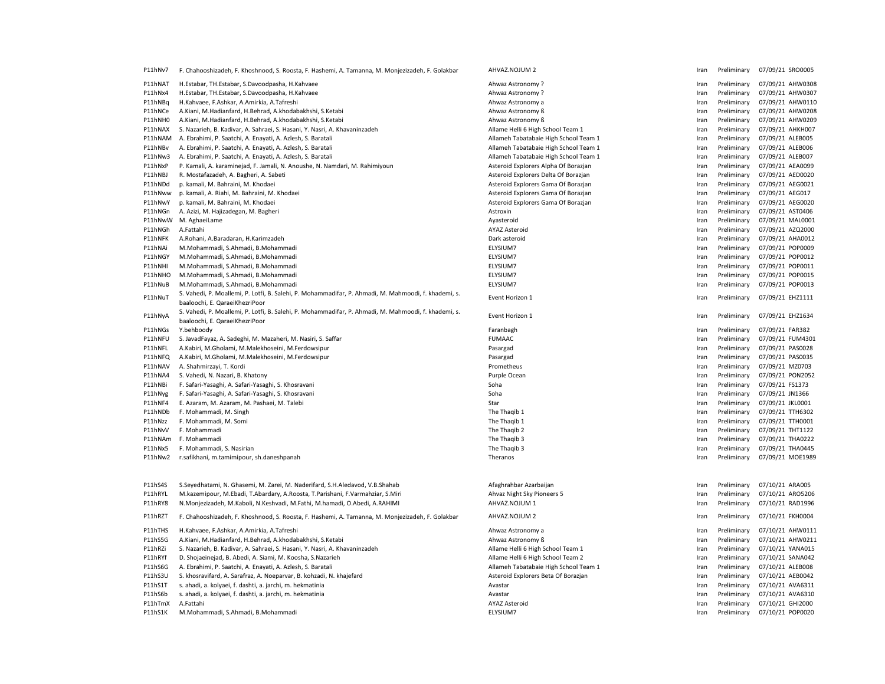| | | | | | |
|---|---|---|---|---|---|
| P11hNv7 | F. Chahooshizadeh, F. Khoshnood, S. Roosta, F. Hashemi, A. Tamanna, M. Monjezizadeh, F. Golakbar | AHVAZ.NOJUM 2 | Iran | Preliminary | 07/09/21 SRO0005 |
| P11hNAT | H.Estabar, TH.Estabar, S.Davoodpasha, H.Kahvaee | Ahwaz Astronomy ? | Iran | Preliminary | 07/09/21 AHW0308 |
| P11hNx4 | H.Estabar, TH.Estabar, S.Davoodpasha, H.Kahvaee | Ahwaz Astronomy ? | Iran | Preliminary | 07/09/21 AHW0307 |
| P11hNBq | H.Kahvaee, F.Ashkar, A.Amirkia, A.Tafreshi | Ahwaz Astronomy a | Iran | Preliminary | 07/09/21 AHW0110 |
| P11hNCe | A.Kiani, M.Hadianfard, H.Behrad, A.khodabakhshi, S.Ketabi | Ahwaz Astronomy ß | Iran | Preliminary | 07/09/21 AHW0208 |
| P11hNH0 | A.Kiani, M.Hadianfard, H.Behrad, A.khodabakhshi, S.Ketabi | Ahwaz Astronomy ß | Iran | Preliminary | 07/09/21 AHW0209 |
| P11hNAX | S. Nazarieh, B. Kadivar, A. Sahraei, S. Hasani, Y. Nasri, A. Khavaninzadeh | Allame Helli 6 High School Team 1 | Iran | Preliminary | 07/09/21 AHKH007 |
| P11hNAM | A. Ebrahimi, P. Saatchi, A. Enayati, A. Azlesh, S. Baratali | Allameh Tabatabaie High School Team 1 | Iran | Preliminary | 07/09/21 ALEB005 |
| P11hNBv | A. Ebrahimi, P. Saatchi, A. Enayati, A. Azlesh, S. Baratali | Allameh Tabatabaie High School Team 1 | Iran | Preliminary | 07/09/21 ALEB006 |
| P11hNw3 | A. Ebrahimi, P. Saatchi, A. Enayati, A. Azlesh, S. Baratali | Allameh Tabatabaie High School Team 1 | Iran | Preliminary | 07/09/21 ALEB007 |
| P11hNxP | P. Kamali, A. karaminejad, F. Jamali, N. Anoushe, N. Namdari, M. Rahimiyoun | Asteroid Explorers Alpha Of Borazjan | Iran | Preliminary | 07/09/21 AEA0099 |
| P11hNBJ | R. Mostafazadeh, A. Bagheri, A. Sabeti | Asteroid Explorers Delta Of Borazjan | Iran | Preliminary | 07/09/21 AED0020 |
| P11hNDd | p. kamali, M. Bahraini, M. Khodaei | Asteroid Explorers Gama Of Borazjan | Iran | Preliminary | 07/09/21 AEG0021 |
| P11hNww | p. kamali, A. Riahi, M. Bahraini, M. Khodaei | Asteroid Explorers Gama Of Borazjan | Iran | Preliminary | 07/09/21 AEG017 |
| P11hNwY | p. kamali, M. Bahraini, M. Khodaei | Asteroid Explorers Gama Of Borazjan | Iran | Preliminary | 07/09/21 AEG0020 |
| P11hNGn | A. Azizi, M. Hajizadegan, M. Bagheri | Astroxin | Iran | Preliminary | 07/09/21 AST0406 |
| P11hNwW | M. AghaeiLame | Ayasteroid | Iran | Preliminary | 07/09/21 MAL0001 |
| P11hNGh | A.Fattahi | AYAZ Asteroid | Iran | Preliminary | 07/09/21 AZQ2000 |
| P11hNFK | A.Rohani, A.Baradaran, H.Karimzadeh | Dark asteroid | Iran | Preliminary | 07/09/21 AHA0012 |
| P11hNAi | M.Mohammadi, S.Ahmadi, B.Mohammadi | ELYSIUM7 | Iran | Preliminary | 07/09/21 POP0009 |
| P11hNGY | M.Mohammadi, S.Ahmadi, B.Mohammadi | ELYSIUM7 | Iran | Preliminary | 07/09/21 POP0012 |
| P11hNHI | M.Mohammadi, S.Ahmadi, B.Mohammadi | ELYSIUM7 | Iran | Preliminary | 07/09/21 POP0011 |
| P11hNHO | M.Mohammadi, S.Ahmadi, B.Mohammadi | ELYSIUM7 | Iran | Preliminary | 07/09/21 POP0015 |
| P11hNuB | M.Mohammadi, S.Ahmadi, B.Mohammadi | ELYSIUM7 | Iran | Preliminary | 07/09/21 POP0013 |
| P11hNuT | S. Vahedi, P. Moallemi, P. Lotfi, B. Salehi, P. Mohammadifar, P. Ahmadi, M. Mahmoodi, f. khademi, s. baaloochi, E. QaraeiKhezriPoor | Event Horizon 1 | Iran | Preliminary | 07/09/21 EHZ1111 |
| P11hNyA | S. Vahedi, P. Moallemi, P. Lotfi, B. Salehi, P. Mohammadifar, P. Ahmadi, M. Mahmoodi, f. khademi, s. baaloochi, E. QaraeiKhezriPoor | Event Horizon 1 | Iran | Preliminary | 07/09/21 EHZ1634 |
| P11hNGs | Y.behboody | Faranbagh | Iran | Preliminary | 07/09/21 FAR382 |
| P11hNFU | S. JavadFayaz, A. Sadeghi, M. Mazaheri, M. Nasiri, S. Saffar | FUMAAC | Iran | Preliminary | 07/09/21 FUM4301 |
| P11hNFL | A.Kabiri, M.Gholami, M.Malekhoseini, M.Ferdowsipur | Pasargad | Iran | Preliminary | 07/09/21 PAS0028 |
| P11hNFQ | A.Kabiri, M.Gholami, M.Malekhoseini, M.Ferdowsipur | Pasargad | Iran | Preliminary | 07/09/21 PAS0035 |
| P11hNAV | A. Shahmirzayi, T. Kordi | Prometheus | Iran | Preliminary | 07/09/21 MZ0703 |
| P11hNA4 | S. Vahedi, N. Nazari, B. Khatony | Purple Ocean | Iran | Preliminary | 07/09/21 PON2052 |
| P11hNBi | F. Safari-Yasaghi, A. Safari-Yasaghi, S. Khosravani | Soha | Iran | Preliminary | 07/09/21 FS1373 |
| P11hNyg | F. Safari-Yasaghi, A. Safari-Yasaghi, S. Khosravani | Soha | Iran | Preliminary | 07/09/21 JN1366 |
| P11hNF4 | E. Azaram, M. Azaram, M. Pashaei, M. Talebi | Star | Iran | Preliminary | 07/09/21 JKL0001 |
| P11hNDb | F. Mohammadi, M. Singh | The Thaqib 1 | Iran | Preliminary | 07/09/21 TTH6302 |
| P11hNzz | F. Mohammadi, M. Somi | The Thaqib 1 | Iran | Preliminary | 07/09/21 TTH0001 |
| P11hNvV | F. Mohammadi | The Thaqib 2 | Iran | Preliminary | 07/09/21 THT1122 |
| P11hNAm | F. Mohammadi | The Thaqib 3 | Iran | Preliminary | 07/09/21 THA0222 |
| P11hNx5 | F. Mohammadi, S. Nasirian | The Thaqib 3 | Iran | Preliminary | 07/09/21 THA0445 |
| P11hNw2 | r.safikhani, m.tamimipour, sh.daneshpanah | Theranos | Iran | Preliminary | 07/09/21 MOE1989 |
| | | | | | |
| P11hS4S | S.Seyedhatami, N. Ghasemi, M. Zarei, M. Naderifard, S.H.Aledavod, V.B.Shahab | Afaghrahbar Azarbaijan | Iran | Preliminary | 07/10/21 ARA005 |
| P11hRYL | M.kazemipour, M.Ebadi, T.Abardary, A.Roosta, T.Parishani, F.Varmahziar, S.Miri | Ahvaz Night Sky Pioneers 5 | Iran | Preliminary | 07/10/21 ARO5206 |
| P11hRY8 | N.Monjezizadeh, M.Kaboli, N.Keshvadi, M.Fathi, N.hamadi, O.Abedi, A.RAHIMI | AHVAZ.NOJUM 1 | Iran | Preliminary | 07/10/21 RAD1996 |
| P11hRZT | F. Chahooshizadeh, F. Khoshnood, S. Roosta, F. Hashemi, A. Tamanna, M. Monjezizadeh, F. Golakbar | AHVAZ.NOJUM 2 | Iran | Preliminary | 07/10/21 FKH0004 |
| P11hTHS | H.Kahvaee, F.Ashkar, A.Amirkia, A.Tafreshi | Ahwaz Astronomy a | Iran | Preliminary | 07/10/21 AHW0111 |
| P11hS5G | A.Kiani, M.Hadianfard, H.Behrad, A.khodabakhshi, S.Ketabi | Ahwaz Astronomy ß | Iran | Preliminary | 07/10/21 AHW0211 |
| P11hRZi | S. Nazarieh, B. Kadivar, A. Sahraei, S. Hasani, Y. Nasri, A. Khavaninzadeh | Allame Helli 6 High School Team 1 | Iran | Preliminary | 07/10/21 YANA015 |
| P11hRYf | D. Shojaeinejad, B. Abedi, A. Siami, M. Koosha, S.Nazarieh | Allame Helli 6 High School Team 2 | Iran | Preliminary | 07/10/21 SANA042 |
| P11hS6G | A. Ebrahimi, P. Saatchi, A. Enayati, A. Azlesh, S. Baratali | Allameh Tabatabaie High School Team 1 | Iran | Preliminary | 07/10/21 ALEB008 |
| P11hS3U | S. khosravifard, A. Sarafraz, A. Noeparvar, B. kohzadi, N. khajefard | Asteroid Explorers Beta Of Borazjan | Iran | Preliminary | 07/10/21 AEB0042 |
| P11hS1T | s. ahadi, a. kolyaei, f. dashti, a. jarchi, m. hekmatinia | Avastar | Iran | Preliminary | 07/10/21 AVA6311 |
| P11hS6b | s. ahadi, a. kolyaei, f. dashti, a. jarchi, m. hekmatinia | Avastar | Iran | Preliminary | 07/10/21 AVA6310 |
| P11hTmX | A.Fattahi | AYAZ Asteroid | Iran | Preliminary | 07/10/21 GHI2000 |
| P11hS1K | M.Mohammadi, S.Ahmadi, B.Mohammadi | ELYSIUM7 | Iran | Preliminary | 07/10/21 POP0020 |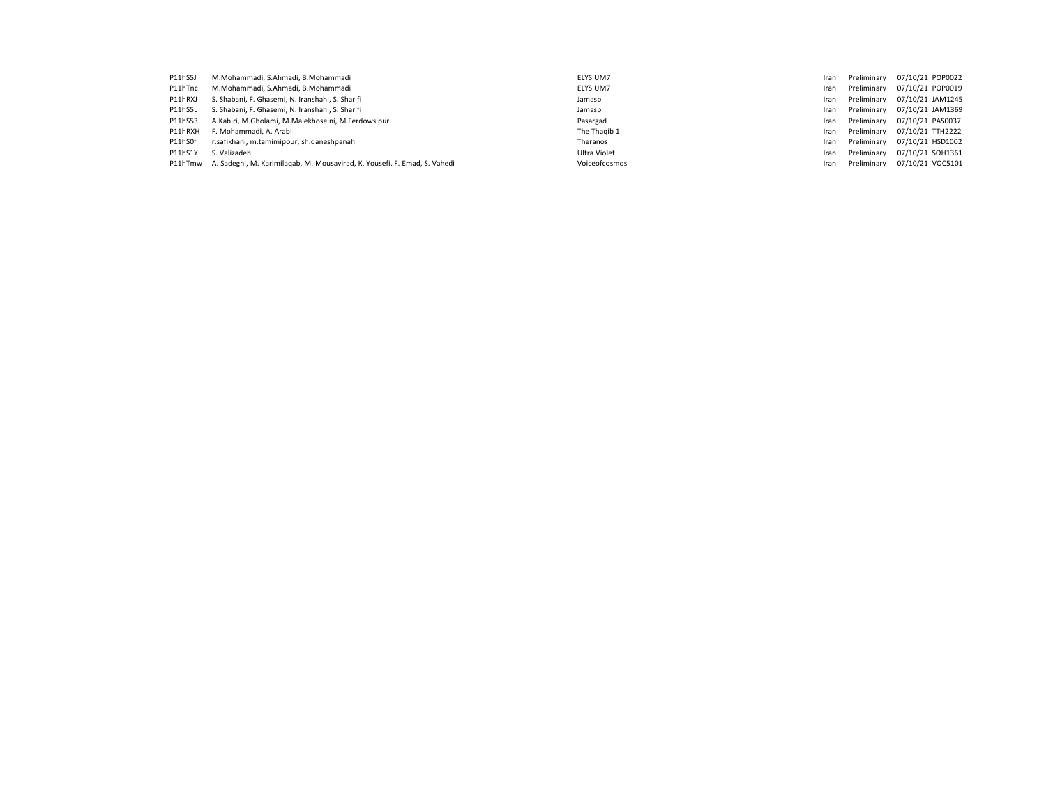| | | | | | | |
|---|---|---|---|---|---|---|
| P11hS5J | M.Mohammadi, S.Ahmadi, B.Mohammadi | ELYSIUM7 | Iran | Preliminary | 07/10/21 | POP0022 |
| P11hTnc | M.Mohammadi, S.Ahmadi, B.Mohammadi | ELYSIUM7 | Iran | Preliminary | 07/10/21 | POP0019 |
| P11hRXJ | S. Shabani, F. Ghasemi, N. Iranshahi, S. Sharifi | Jamasp | Iran | Preliminary | 07/10/21 | JAM1245 |
| P11hS5L | S. Shabani, F. Ghasemi, N. Iranshahi, S. Sharifi | Jamasp | Iran | Preliminary | 07/10/21 | JAM1369 |
| P11hS53 | A.Kabiri, M.Gholami, M.Malekhoseini, M.Ferdowsipur | Pasargad | Iran | Preliminary | 07/10/21 | PAS0037 |
| P11hRXH | F. Mohammadi, A. Arabi | The Thaqib 1 | Iran | Preliminary | 07/10/21 | TTH2222 |
| P11hS0f | r.safikhani, m.tamimipour, sh.daneshpanah | Theranos | Iran | Preliminary | 07/10/21 | HSD1002 |
| P11hS1Y | S. Valizadeh | Ultra Violet | Iran | Preliminary | 07/10/21 | SOH1361 |
| P11hTmw | A. Sadeghi, M. Karimilaqab, M. Mousavirad, K. Yousefi, F. Emad, S. Vahedi | Voiceofcosmos | Iran | Preliminary | 07/10/21 | VOC5101 |